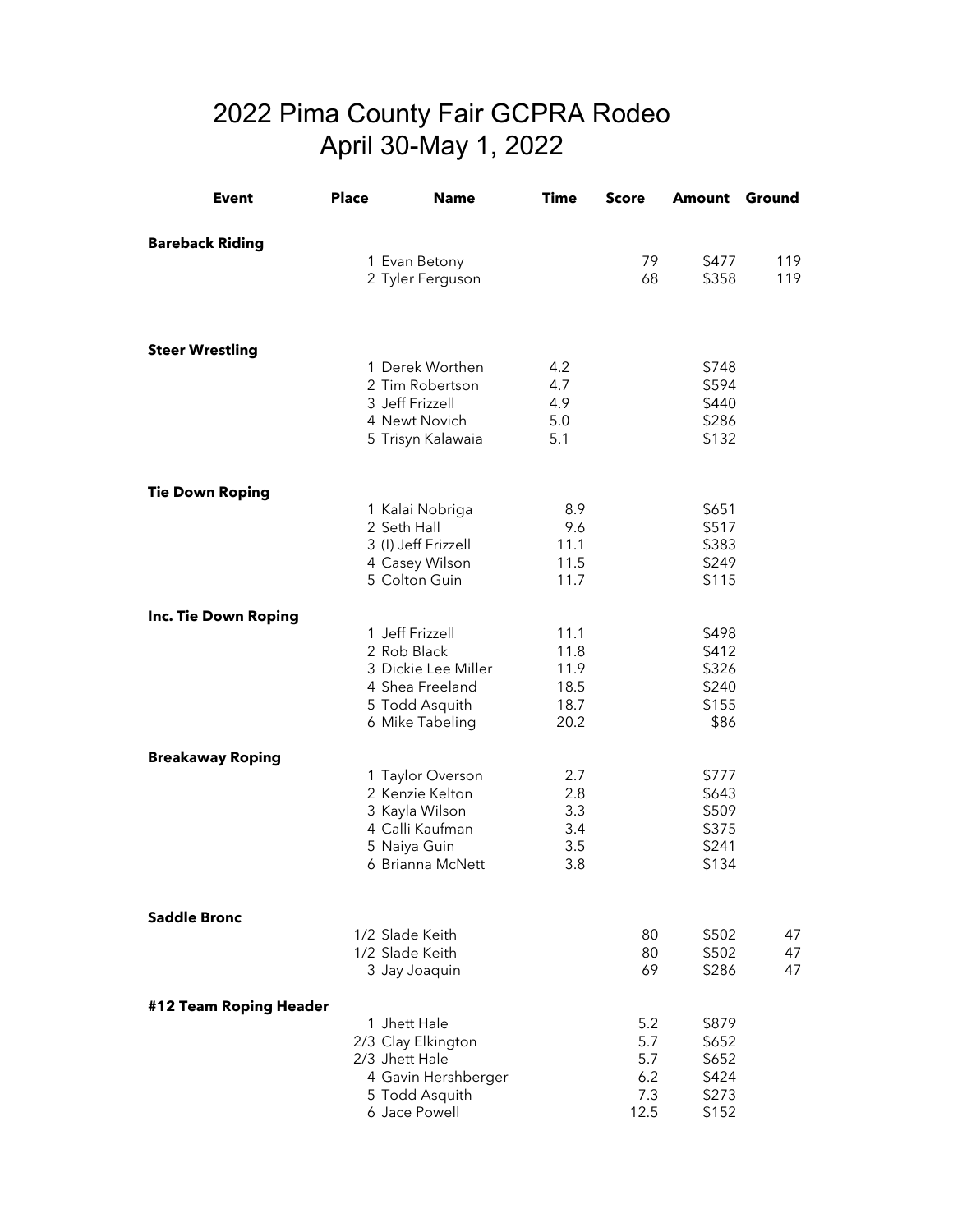# 2022 Pima County Fair GCPRA Rodeo
## April 30-May 1, 2022

| Event | Place | Name | Time | Score | Amount | Ground |
|---|---|---|---|---|---|---|
| **Bareback Riding** | | | | | | |
| | 1 | Evan Betony | | 79 | $477 | 119 |
| | 2 | Tyler Ferguson | | 68 | $358 | 119 |
| **Steer Wrestling** | | | | | | |
| | 1 | Derek Worthen | 4.2 | | $748 | |
| | 2 | Tim Robertson | 4.7 | | $594 | |
| | 3 | Jeff Frizzell | 4.9 | | $440 | |
| | 4 | Newt Novich | 5.0 | | $286 | |
| | 5 | Trisyn Kalawaia | 5.1 | | $132 | |
| **Tie Down Roping** | | | | | | |
| | 1 | Kalai Nobriga | 8.9 | | $651 | |
| | 2 | Seth Hall | 9.6 | | $517 | |
| | 3 | (I) Jeff Frizzell | 11.1 | | $383 | |
| | 4 | Casey Wilson | 11.5 | | $249 | |
| | 5 | Colton Guin | 11.7 | | $115 | |
| **Inc. Tie Down Roping** | | | | | | |
| | 1 | Jeff Frizzell | 11.1 | | $498 | |
| | 2 | Rob Black | 11.8 | | $412 | |
| | 3 | Dickie Lee Miller | 11.9 | | $326 | |
| | 4 | Shea Freeland | 18.5 | | $240 | |
| | 5 | Todd Asquith | 18.7 | | $155 | |
| | 6 | Mike Tabeling | 20.2 | | $86 | |
| **Breakaway Roping** | | | | | | |
| | 1 | Taylor Overson | 2.7 | | $777 | |
| | 2 | Kenzie Kelton | 2.8 | | $643 | |
| | 3 | Kayla Wilson | 3.3 | | $509 | |
| | 4 | Calli Kaufman | 3.4 | | $375 | |
| | 5 | Naiya Guin | 3.5 | | $241 | |
| | 6 | Brianna McNett | 3.8 | | $134 | |
| **Saddle Bronc** | | | | | | |
| | 1/2 | Slade Keith | | 80 | $502 | 47 |
| | 1/2 | Slade Keith | | 80 | $502 | 47 |
| | 3 | Jay Joaquin | | 69 | $286 | 47 |
| **#12 Team Roping Header** | | | | | | |
| | 1 | Jhett Hale | | 5.2 | $879 | |
| | 2/3 | Clay Elkington | | 5.7 | $652 | |
| | 2/3 | Jhett Hale | | 5.7 | $652 | |
| | 4 | Gavin Hershberger | | 6.2 | $424 | |
| | 5 | Todd Asquith | | 7.3 | $273 | |
| | 6 | Jace Powell | | 12.5 | $152 | |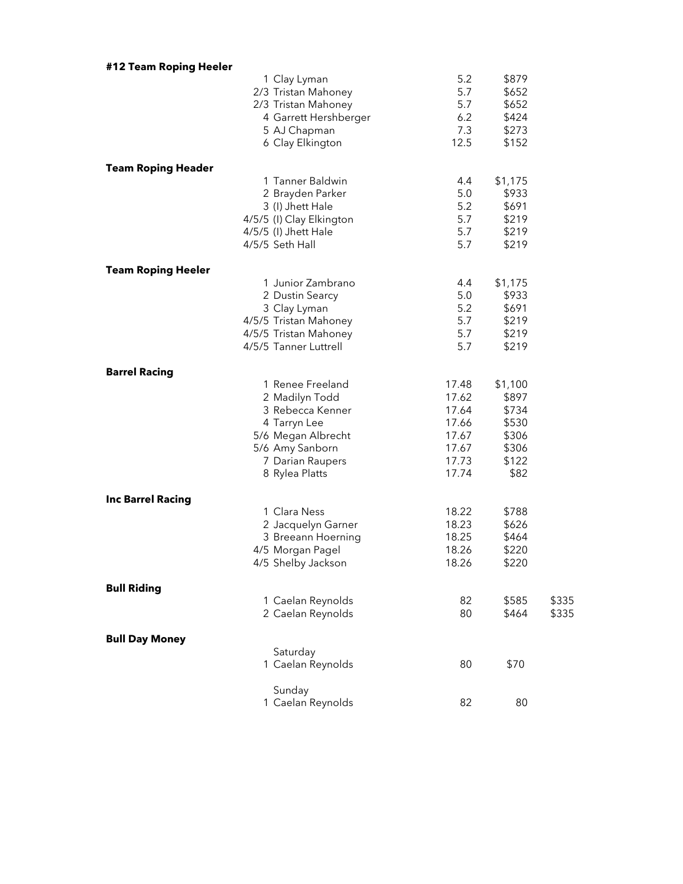**#12 Team Roping Heeler**

| | | | |
|---|---|---|---|
| 1 | Clay Lyman | 5.2 | $879 |
| 2/3 | Tristan Mahoney | 5.7 | $652 |
| 2/3 | Tristan Mahoney | 5.7 | $652 |
| 4 | Garrett Hershberger | 6.2 | $424 |
| 5 | AJ Chapman | 7.3 | $273 |
| 6 | Clay Elkington | 12.5 | $152 |

**Team Roping Header**

| | | | |
|---|---|---|---|
| 1 | Tanner Baldwin | 4.4 | $1,175 |
| 2 | Brayden Parker | 5.0 | $933 |
| 3 | (I) Jhett Hale | 5.2 | $691 |
| 4/5/5 | (I) Clay Elkington | 5.7 | $219 |
| 4/5/5 | (I) Jhett Hale | 5.7 | $219 |
| 4/5/5 | Seth Hall | 5.7 | $219 |

**Team Roping Heeler**

| | | | |
|---|---|---|---|
| 1 | Junior Zambrano | 4.4 | $1,175 |
| 2 | Dustin Searcy | 5.0 | $933 |
| 3 | Clay Lyman | 5.2 | $691 |
| 4/5/5 | Tristan Mahoney | 5.7 | $219 |
| 4/5/5 | Tristan Mahoney | 5.7 | $219 |
| 4/5/5 | Tanner Luttrell | 5.7 | $219 |

**Barrel Racing**

| | | | |
|---|---|---|---|
| 1 | Renee Freeland | 17.48 | $1,100 |
| 2 | Madilyn Todd | 17.62 | $897 |
| 3 | Rebecca Kenner | 17.64 | $734 |
| 4 | Tarryn Lee | 17.66 | $530 |
| 5/6 | Megan Albrecht | 17.67 | $306 |
| 5/6 | Amy Sanborn | 17.67 | $306 |
| 7 | Darian Raupers | 17.73 | $122 |
| 8 | Rylea Platts | 17.74 | $82 |

**Inc Barrel Racing**

| | | | |
|---|---|---|---|
| 1 | Clara Ness | 18.22 | $788 |
| 2 | Jacquelyn Garner | 18.23 | $626 |
| 3 | Breeann Hoerning | 18.25 | $464 |
| 4/5 | Morgan Pagel | 18.26 | $220 |
| 4/5 | Shelby Jackson | 18.26 | $220 |

**Bull Riding**

| | | | | |
|---|---|---|---|---|
| 1 | Caelan Reynolds | 82 | $585 | $335 |
| 2 | Caelan Reynolds | 80 | $464 | $335 |

**Bull Day Money**

| | | | |
|---|---|---|---|
| | Saturday | | |
| 1 | Caelan Reynolds | 80 | $70 |
| | Sunday | | |
| 1 | Caelan Reynolds | 82 | 80 |